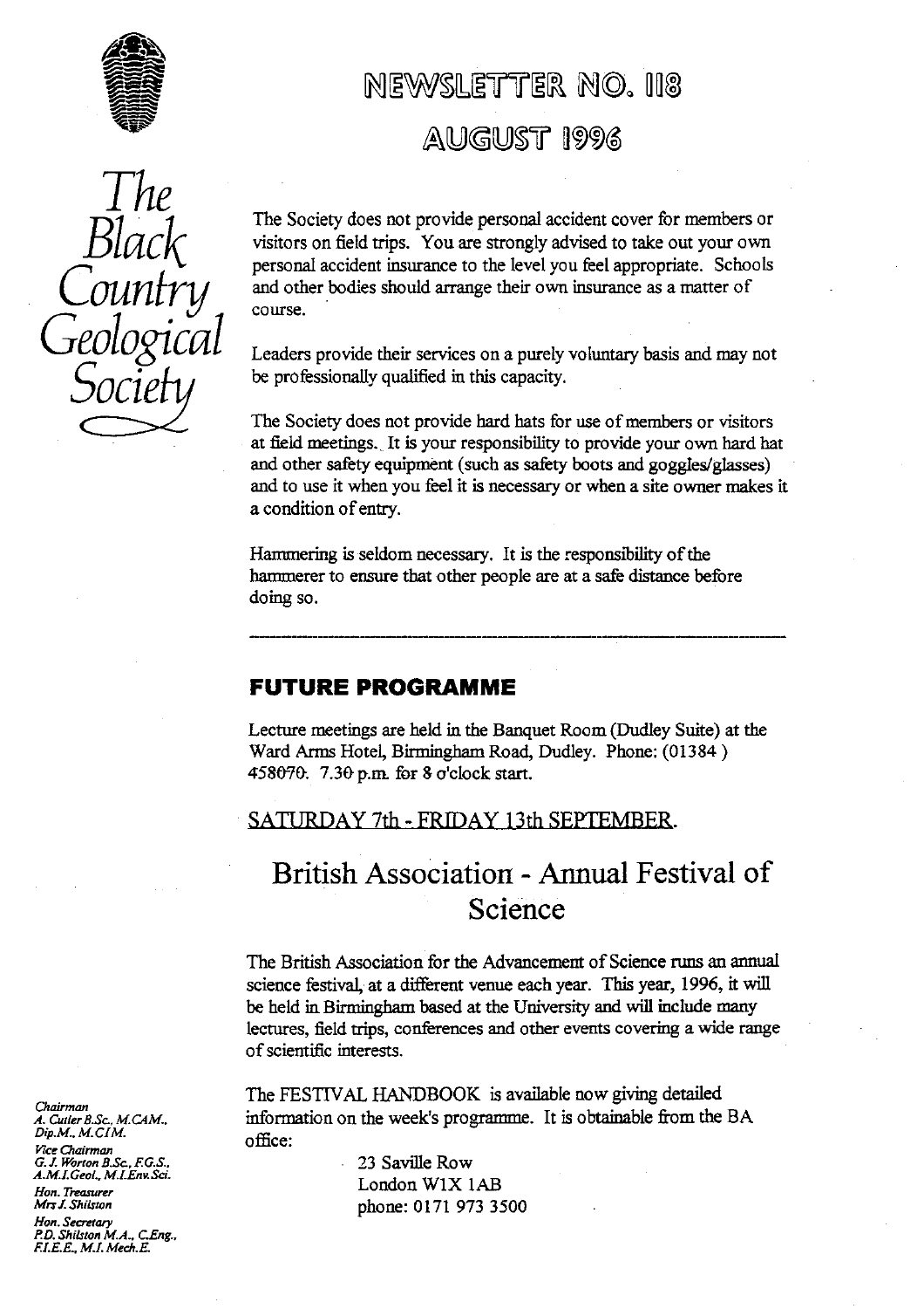# The Black Country Geological Society

## NEWSLETTER NO. 118
## AUGUST 1996

The Society does not provide personal accident cover for members or visitors on field trips. You are strongly advised to take out your own personal accident insurance to the level you feel appropriate. Schools and other bodies should arrange their own insurance as a matter of course.

Leaders provide their services on a purely voluntary basis and may not be professionally qualified in this capacity.

The Society does not provide hard hats for use of members or visitors at field meetings. It is your responsibility to provide your own hard hat and other safety equipment (such as safety boots and goggles/glasses) and to use it when you feel it is necessary or when a site owner makes it a condition of entry.

Hammering is seldom necessary. It is the responsibility of the hammerer to ensure that other people are at a safe distance before doing so.

---

## FUTURE PROGRAMME

Lecture meetings are held in the Banquet Room (Dudley Suite) at the Ward Arms Hotel, Birmingham Road, Dudley. Phone: (01384) 458070. 7.30 p.m. for 8 o'clock start.

SATURDAY 7th - FRIDAY 13th SEPTEMBER.

### British Association - Annual Festival of Science

The British Association for the Advancement of Science runs an annual science festival, at a different venue each year. This year, 1996, it will be held in Birmingham based at the University and will include many lectures, field trips, conferences and other events covering a wide range of scientific interests.

The FESTIVAL HANDBOOK is available now giving detailed information on the week's programme. It is obtainable from the BA office:

23 Saville Row
London W1X 1AB
phone: 0171 973 3500

*Chairman*
*A. Cutler B.Sc., M.CAM., Dip.M., M.CIM.*
*Vice Chairman*
*G. J. Worton B.Sc., F.G.S., A.M.I.Geol., M.I.Env.Sci.*
*Hon. Treasurer*
*Mrs J. Shilston*
*Hon. Secretary*
*P.D. Shilston M.A., C.Eng., F.I.E.E., M.I. Mech.E.*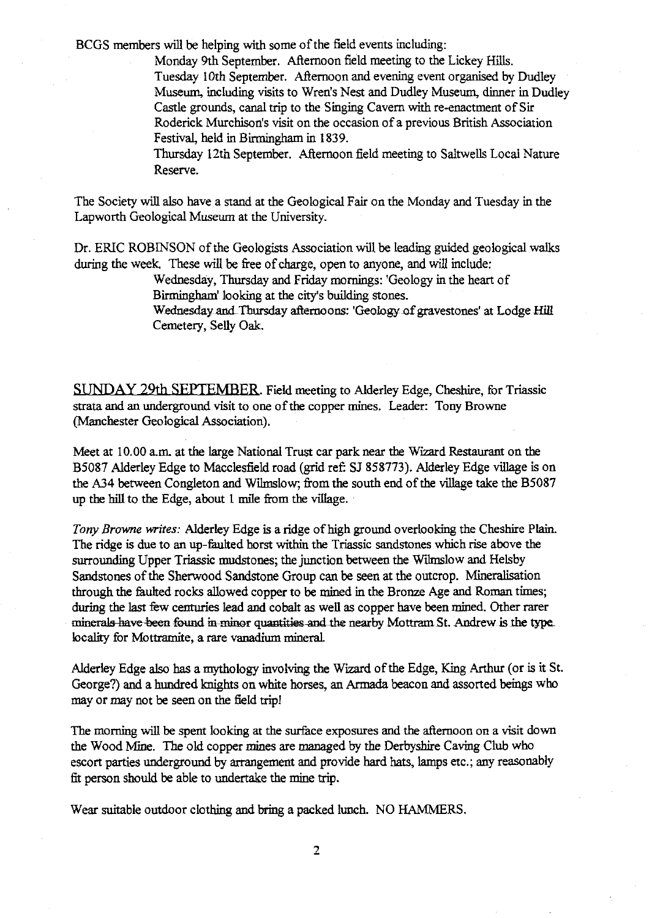BCGS members will be helping with some of the field events including:

Monday 9th September. Afternoon field meeting to the Lickey Hills.

Tuesday 10th September. Afternoon and evening event organised by Dudley Museum, including visits to Wren's Nest and Dudley Museum, dinner in Dudley Castle grounds, canal trip to the Singing Cavern with re-enactment of Sir Roderick Murchison's visit on the occasion of a previous British Association Festival, held in Birmingham in 1839.

Thursday 12th September. Afternoon field meeting to Saltwells Local Nature Reserve.

The Society will also have a stand at the Geological Fair on the Monday and Tuesday in the Lapworth Geological Museum at the University.

Dr. ERIC ROBINSON of the Geologists Association will be leading guided geological walks during the week. These will be free of charge, open to anyone, and will include:

Wednesday, Thursday and Friday mornings: 'Geology in the heart of Birmingham' looking at the city's building stones.

Wednesday and Thursday afternoons: 'Geology of gravestones' at Lodge Hill Cemetery, Selly Oak.

<u>SUNDAY 29th SEPTEMBER</u>. Field meeting to Alderley Edge, Cheshire, for Triassic strata and an underground visit to one of the copper mines. Leader: Tony Browne (Manchester Geological Association).

Meet at 10.00 a.m. at the large National Trust car park near the Wizard Restaurant on the B5087 Alderley Edge to Macclesfield road (grid ref: SJ 858773). Alderley Edge village is on the A34 between Congleton and Wilmslow; from the south end of the village take the B5087 up the hill to the Edge, about 1 mile from the village.

*Tony Browne writes:* Alderley Edge is a ridge of high ground overlooking the Cheshire Plain. The ridge is due to an up-faulted horst within the Triassic sandstones which rise above the surrounding Upper Triassic mudstones; the junction between the Wilmslow and Helsby Sandstones of the Sherwood Sandstone Group can be seen at the outcrop. Mineralisation through the faulted rocks allowed copper to be mined in the Bronze Age and Roman times; during the last few centuries lead and cobalt as well as copper have been mined. Other rarer minerals have been found in minor quantities and the nearby Mottram St. Andrew is the type locality for Mottramite, a rare vanadium mineral.

Alderley Edge also has a mythology involving the Wizard of the Edge, King Arthur (or is it St. George?) and a hundred knights on white horses, an Armada beacon and assorted beings who may or may not be seen on the field trip!

The morning will be spent looking at the surface exposures and the afternoon on a visit down the Wood Mine. The old copper mines are managed by the Derbyshire Caving Club who escort parties underground by arrangement and provide hard hats, lamps etc.; any reasonably fit person should be able to undertake the mine trip.

Wear suitable outdoor clothing and bring a packed lunch. NO HAMMERS.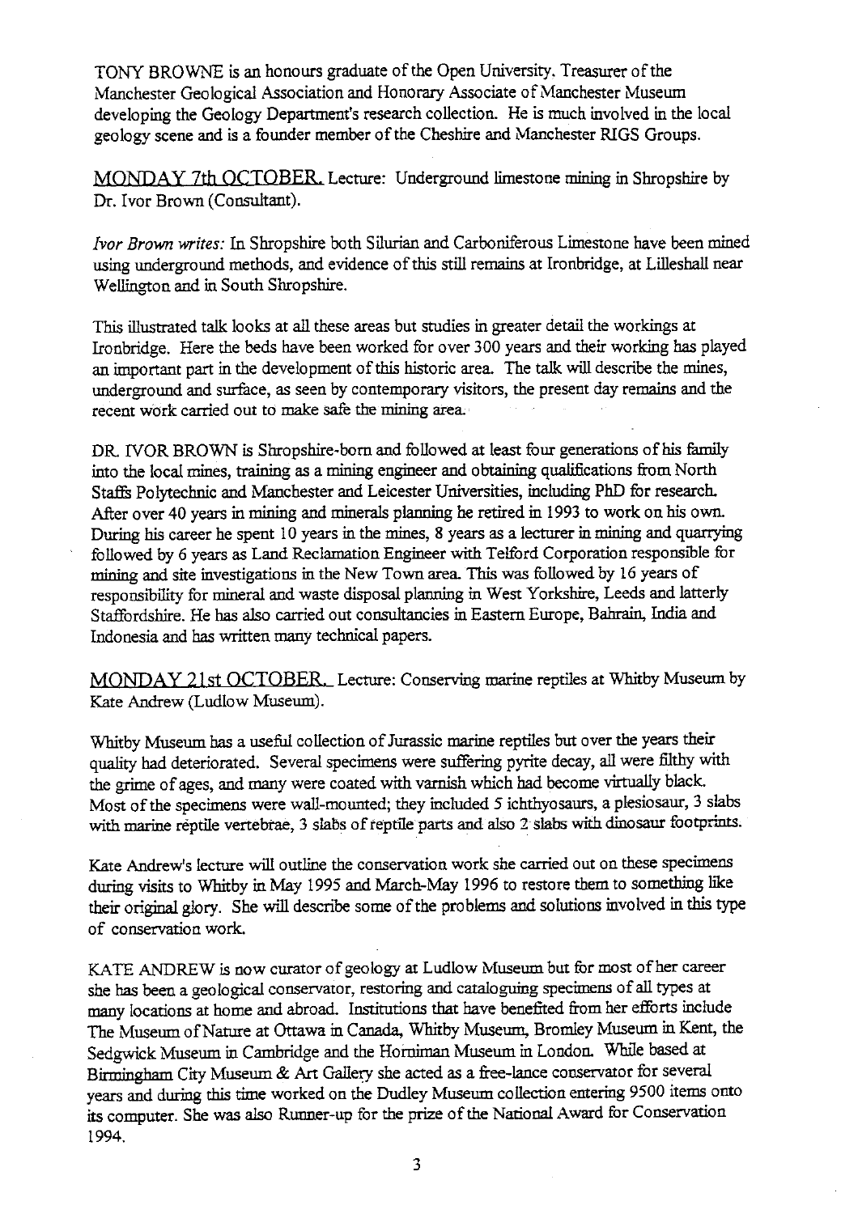TONY BROWNE is an honours graduate of the Open University. Treasurer of the Manchester Geological Association and Honorary Associate of Manchester Museum developing the Geology Department's research collection. He is much involved in the local geology scene and is a founder member of the Cheshire and Manchester RIGS Groups.

MONDAY 7th OCTOBER. Lecture: Underground limestone mining in Shropshire by Dr. Ivor Brown (Consultant).

*Ivor Brown writes:* In Shropshire both Silurian and Carboniferous Limestone have been mined using underground methods, and evidence of this still remains at Ironbridge, at Lilleshall near Wellington and in South Shropshire.

This illustrated talk looks at all these areas but studies in greater detail the workings at Ironbridge. Here the beds have been worked for over 300 years and their working has played an important part in the development of this historic area. The talk will describe the mines, underground and surface, as seen by contemporary visitors, the present day remains and the recent work carried out to make safe the mining area.

DR. IVOR BROWN is Shropshire-born and followed at least four generations of his family into the local mines, training as a mining engineer and obtaining qualifications from North Staffs Polytechnic and Manchester and Leicester Universities, including PhD for research. After over 40 years in mining and minerals planning he retired in 1993 to work on his own. During his career he spent 10 years in the mines, 8 years as a lecturer in mining and quarrying followed by 6 years as Land Reclamation Engineer with Telford Corporation responsible for mining and site investigations in the New Town area. This was followed by 16 years of responsibility for mineral and waste disposal planning in West Yorkshire, Leeds and latterly Staffordshire. He has also carried out consultancies in Eastern Europe, Bahrain, India and Indonesia and has written many technical papers.

MONDAY 21st OCTOBER. Lecture: Conserving marine reptiles at Whitby Museum by Kate Andrew (Ludlow Museum).

Whitby Museum has a useful collection of Jurassic marine reptiles but over the years their quality had deteriorated. Several specimens were suffering pyrite decay, all were filthy with the grime of ages, and many were coated with varnish which had become virtually black. Most of the specimens were wall-mounted; they included 5 ichthyosaurs, a plesiosaur, 3 slabs with marine reptile vertebrae, 3 slabs of reptile parts and also 2 slabs with dinosaur footprints.

Kate Andrew's lecture will outline the conservation work she carried out on these specimens during visits to Whitby in May 1995 and March-May 1996 to restore them to something like their original glory. She will describe some of the problems and solutions involved in this type of conservation work.

KATE ANDREW is now curator of geology at Ludlow Museum but for most of her career she has been a geological conservator, restoring and cataloguing specimens of all types at many locations at home and abroad. Institutions that have benefited from her efforts include The Museum of Nature at Ottawa in Canada, Whitby Museum, Bromley Museum in Kent, the Sedgwick Museum in Cambridge and the Horniman Museum in London. While based at Birmingham City Museum & Art Gallery she acted as a free-lance conservator for several years and during this time worked on the Dudley Museum collection entering 9500 items onto its computer. She was also Runner-up for the prize of the National Award for Conservation 1994.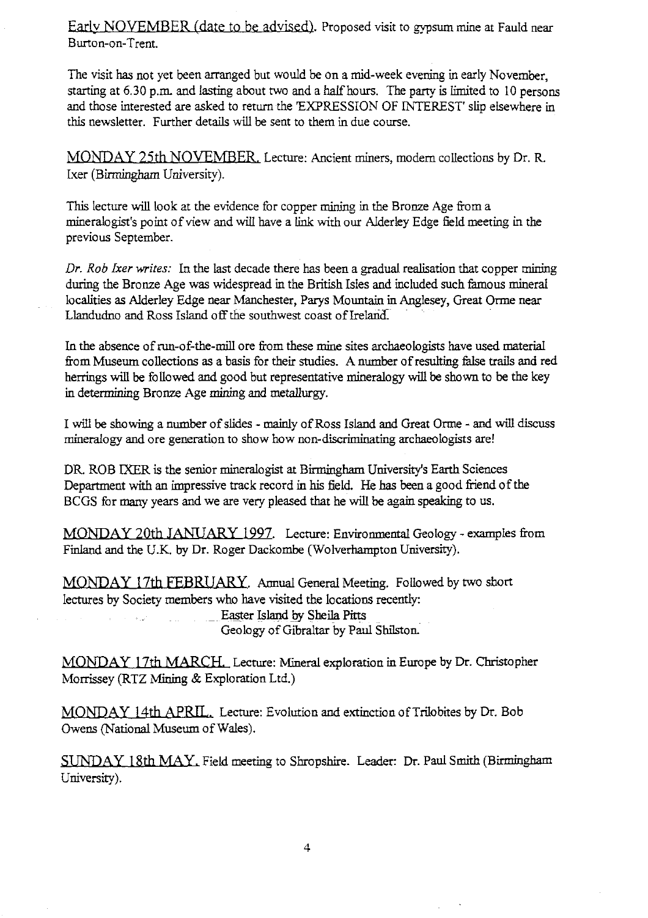Early NOVEMBER (date to be advised). Proposed visit to gypsum mine at Fauld near Burton-on-Trent.

The visit has not yet been arranged but would be on a mid-week evening in early November, starting at 6.30 p.m. and lasting about two and a half hours. The party is limited to 10 persons and those interested are asked to return the 'EXPRESSION OF INTEREST' slip elsewhere in this newsletter. Further details will be sent to them in due course.

MONDAY 25th NOVEMBER. Lecture: Ancient miners, modern collections by Dr. R. Ixer (Birmingham University).

This lecture will look at the evidence for copper mining in the Bronze Age from a mineralogist's point of view and will have a link with our Alderley Edge field meeting in the previous September.

*Dr. Rob Ixer writes:* In the last decade there has been a gradual realisation that copper mining during the Bronze Age was widespread in the British Isles and included such famous mineral localities as Alderley Edge near Manchester, Parys Mountain in Anglesey, Great Orme near Llandudno and Ross Island off the southwest coast of Ireland.

In the absence of run-of-the-mill ore from these mine sites archaeologists have used material from Museum collections as a basis for their studies. A number of resulting false trails and red herrings will be followed and good but representative mineralogy will be shown to be the key in determining Bronze Age mining and metallurgy.

I will be showing a number of slides - mainly of Ross Island and Great Orme - and will discuss mineralogy and ore generation to show how non-discriminating archaeologists are!

DR. ROB IXER is the senior mineralogist at Birmingham University's Earth Sciences Department with an impressive track record in his field. He has been a good friend of the BCGS for many years and we are very pleased that he will be again speaking to us.

MONDAY 20th JANUARY 1997. Lecture: Environmental Geology - examples from Finland and the U.K. by Dr. Roger Dackombe (Wolverhampton University).

MONDAY 17th FEBRUARY. Annual General Meeting. Followed by two short lectures by Society members who have visited the locations recently:
Easter Island by Sheila Pitts
Geology of Gibraltar by Paul Shilston.

MONDAY 17th MARCH. Lecture: Mineral exploration in Europe by Dr. Christopher Morrissey (RTZ Mining & Exploration Ltd.)

MONDAY 14th APRIL. Lecture: Evolution and extinction of Trilobites by Dr. Bob Owens (National Museum of Wales).

SUNDAY 18th MAY. Field meeting to Shropshire. Leader: Dr. Paul Smith (Birmingham University).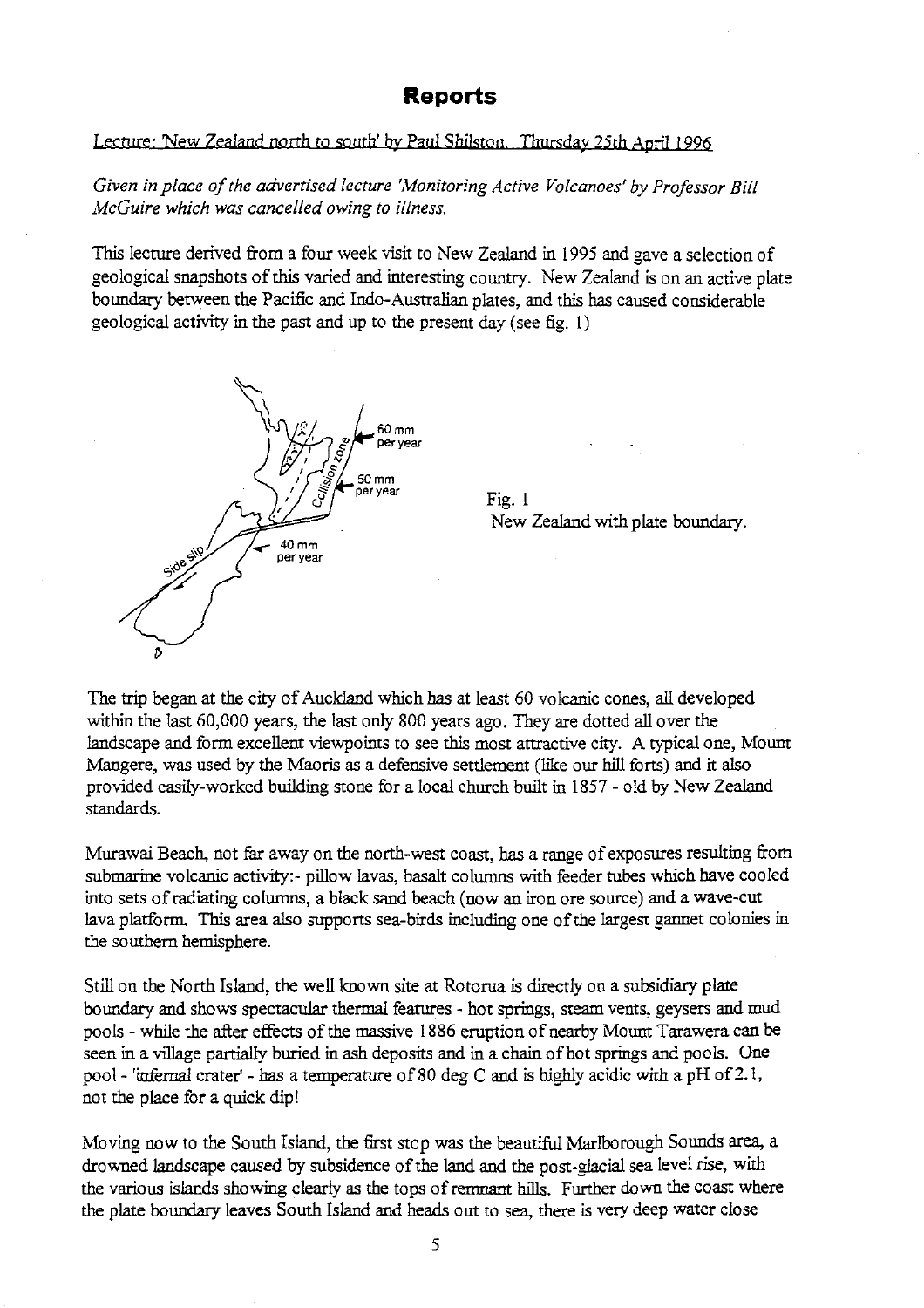# Reports

Lecture: 'New Zealand north to south' by Paul Shilston. Thursday 25th April 1996

*Given in place of the advertised lecture 'Monitoring Active Volcanoes' by Professor Bill McGuire which was cancelled owing to illness.*

This lecture derived from a four week visit to New Zealand in 1995 and gave a selection of geological snapshots of this varied and interesting country. New Zealand is on an active plate boundary between the Pacific and Indo-Australian plates, and this has caused considerable geological activity in the past and up to the present day (see fig. 1)

Fig. 1
New Zealand with plate boundary.

The trip began at the city of Auckland which has at least 60 volcanic cones, all developed within the last 60,000 years, the last only 800 years ago. They are dotted all over the landscape and form excellent viewpoints to see this most attractive city. A typical one, Mount Mangere, was used by the Maoris as a defensive settlement (like our hill forts) and it also provided easily-worked building stone for a local church built in 1857 - old by New Zealand standards.

Murawai Beach, not far away on the north-west coast, has a range of exposures resulting from submarine volcanic activity:- pillow lavas, basalt columns with feeder tubes which have cooled into sets of radiating columns, a black sand beach (now an iron ore source) and a wave-cut lava platform. This area also supports sea-birds including one of the largest gannet colonies in the southern hemisphere.

Still on the North Island, the well known site at Rotorua is directly on a subsidiary plate boundary and shows spectacular thermal features - hot springs, steam vents, geysers and mud pools - while the after effects of the massive 1886 eruption of nearby Mount Tarawera can be seen in a village partially buried in ash deposits and in a chain of hot springs and pools. One pool - 'infernal crater' - has a temperature of 80 deg C and is highly acidic with a pH of 2.1, not the place for a quick dip!

Moving now to the South Island, the first stop was the beautiful Marlborough Sounds area, a drowned landscape caused by subsidence of the land and the post-glacial sea level rise, with the various islands showing clearly as the tops of remnant hills. Further down the coast where the plate boundary leaves South Island and heads out to sea, there is very deep water close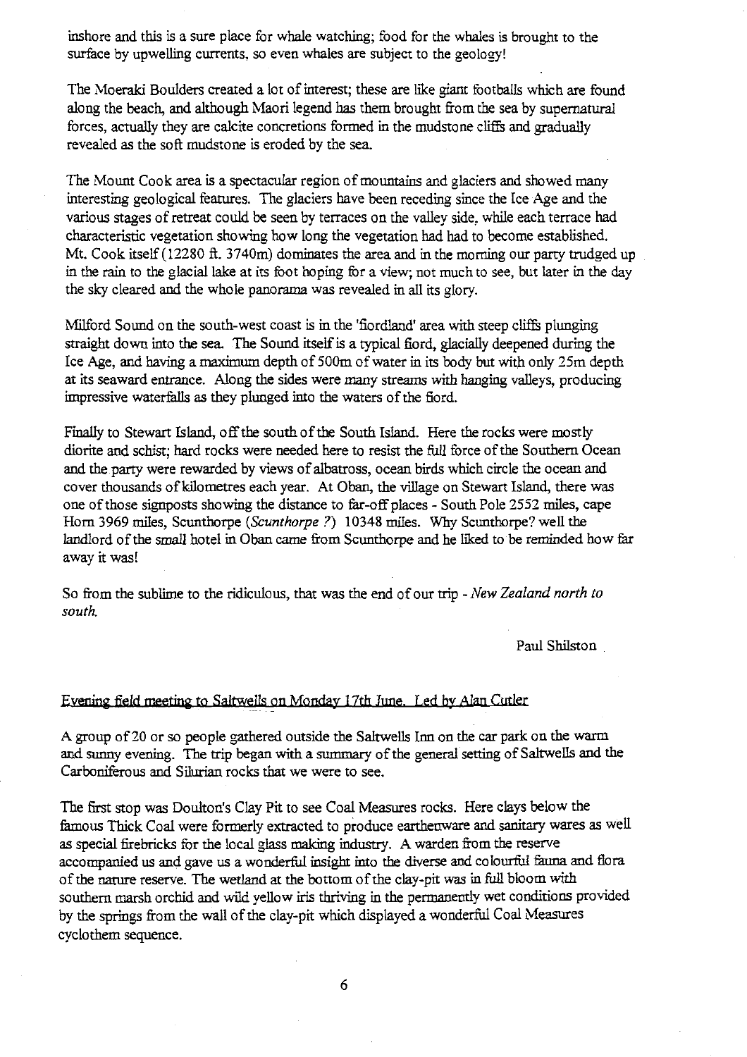inshore and this is a sure place for whale watching; food for the whales is brought to the surface by upwelling currents, so even whales are subject to the geology!

The Moeraki Boulders created a lot of interest; these are like giant footballs which are found along the beach, and although Maori legend has them brought from the sea by supernatural forces, actually they are calcite concretions formed in the mudstone cliffs and gradually revealed as the soft mudstone is eroded by the sea.

The Mount Cook area is a spectacular region of mountains and glaciers and showed many interesting geological features. The glaciers have been receding since the Ice Age and the various stages of retreat could be seen by terraces on the valley side, while each terrace had characteristic vegetation showing how long the vegetation had had to become established. Mt. Cook itself (12280 ft. 3740m) dominates the area and in the morning our party trudged up in the rain to the glacial lake at its foot hoping for a view; not much to see, but later in the day the sky cleared and the whole panorama was revealed in all its glory.

Milford Sound on the south-west coast is in the 'fiordland' area with steep cliffs plunging straight down into the sea. The Sound itself is a typical fiord, glacially deepened during the Ice Age, and having a maximum depth of 500m of water in its body but with only 25m depth at its seaward entrance. Along the sides were many streams with hanging valleys, producing impressive waterfalls as they plunged into the waters of the fiord.

Finally to Stewart Island, off the south of the South Island. Here the rocks were mostly diorite and schist; hard rocks were needed here to resist the full force of the Southern Ocean and the party were rewarded by views of albatross, ocean birds which circle the ocean and cover thousands of kilometres each year. At Oban, the village on Stewart Island, there was one of those signposts showing the distance to far-off places - South Pole 2552 miles, cape Horn 3969 miles, Scunthorpe (*Scunthorpe ?*) 10348 miles. Why Scunthorpe? well the landlord of the small hotel in Oban came from Scunthorpe and he liked to be reminded how far away it was!

So from the sublime to the ridiculous, that was the end of our trip - *New Zealand north to south.*

Paul Shilston

## Evening field meeting to Saltwells on Monday 17th June. Led by Alan Cutler

A group of 20 or so people gathered outside the Saltwells Inn on the car park on the warm and sunny evening. The trip began with a summary of the general setting of Saltwells and the Carboniferous and Silurian rocks that we were to see.

The first stop was Doulton's Clay Pit to see Coal Measures rocks. Here clays below the famous Thick Coal were formerly extracted to produce earthenware and sanitary wares as well as special firebricks for the local glass making industry. A warden from the reserve accompanied us and gave us a wonderful insight into the diverse and colourful fauna and flora of the nature reserve. The wetland at the bottom of the clay-pit was in full bloom with southern marsh orchid and wild yellow iris thriving in the permanently wet conditions provided by the springs from the wall of the clay-pit which displayed a wonderful Coal Measures cyclothem sequence.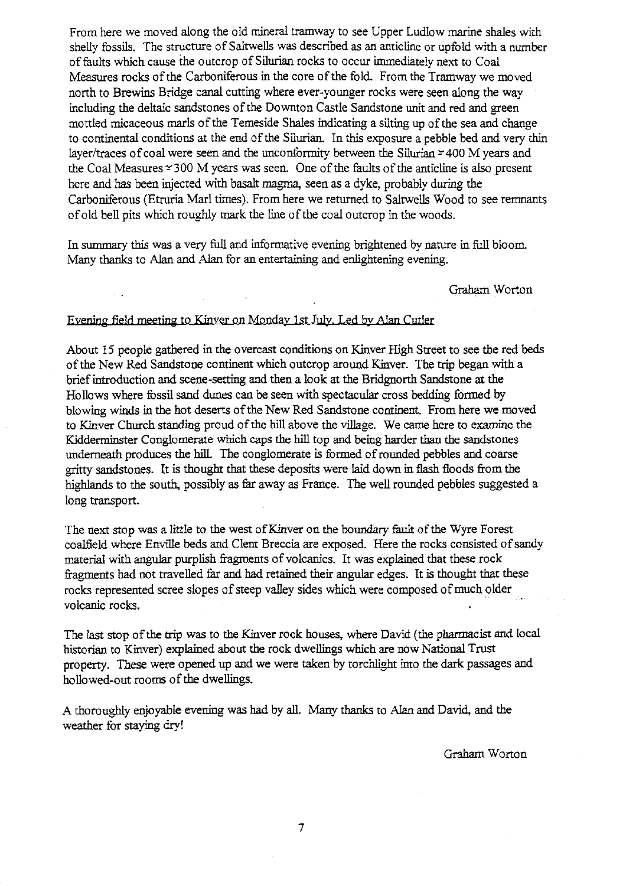From here we moved along the old mineral tramway to see Upper Ludlow marine shales with shelly fossils. The structure of Saltwells was described as an anticline or upfold with a number of faults which cause the outcrop of Silurian rocks to occur immediately next to Coal Measures rocks of the Carboniferous in the core of the fold. From the Tramway we moved north to Brewins Bridge canal cutting where ever-younger rocks were seen along the way including the deltaic sandstones of the Downton Castle Sandstone unit and red and green mottled micaceous marls of the Temeside Shales indicating a silting up of the sea and change to continental conditions at the end of the Silurian. In this exposure a pebble bed and very thin layer/traces of coal were seen and the unconformity between the Silurian ≈ 400 M years and the Coal Measures ≈ 300 M years was seen. One of the faults of the anticline is also present here and has been injected with basalt magma, seen as a dyke, probably during the Carboniferous (Etruria Marl times). From here we returned to Saltwells Wood to see remnants of old bell pits which roughly mark the line of the coal outcrop in the woods.

In summary this was a very full and informative evening brightened by nature in full bloom. Many thanks to Alan and Alan for an entertaining and enlightening evening.

Graham Worton

Evening field meeting to Kinver on Monday 1st July. Led by Alan Cutler

About 15 people gathered in the overcast conditions on Kinver High Street to see the red beds of the New Red Sandstone continent which outcrop around Kinver. The trip began with a brief introduction and scene-setting and then a look at the Bridgnorth Sandstone at the Hollows where fossil sand dunes can be seen with spectacular cross bedding formed by blowing winds in the hot deserts of the New Red Sandstone continent. From here we moved to Kinver Church standing proud of the hill above the village. We came here to examine the Kidderminster Conglomerate which caps the hill top and being harder than the sandstones underneath produces the hill. The conglomerate is formed of rounded pebbles and coarse gritty sandstones. It is thought that these deposits were laid down in flash floods from the highlands to the south, possibly as far away as France. The well rounded pebbles suggested a long transport.

The next stop was a little to the west of Kinver on the boundary fault of the Wyre Forest coalfield where Enville beds and Clent Breccia are exposed. Here the rocks consisted of sandy material with angular purplish fragments of volcanics. It was explained that these rock fragments had not travelled far and had retained their angular edges. It is thought that these rocks represented scree slopes of steep valley sides which were composed of much older volcanic rocks.

The last stop of the trip was to the Kinver rock houses, where David (the pharmacist and local historian to Kinver) explained about the rock dwellings which are now National Trust property. These were opened up and we were taken by torchlight into the dark passages and hollowed-out rooms of the dwellings.

A thoroughly enjoyable evening was had by all. Many thanks to Alan and David, and the weather for staying dry!

Graham Worton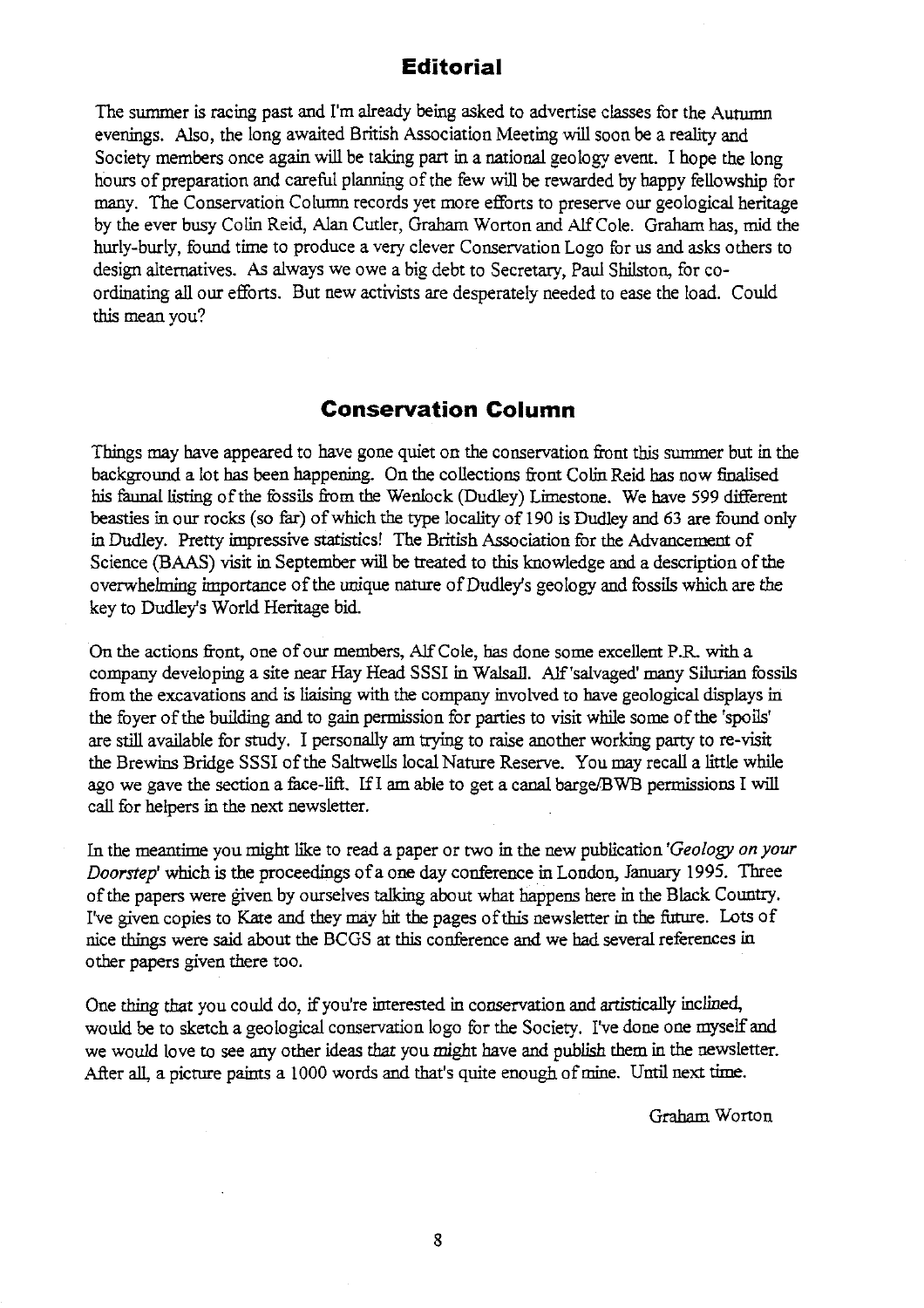## Editorial

The summer is racing past and I'm already being asked to advertise classes for the Autumn evenings. Also, the long awaited British Association Meeting will soon be a reality and Society members once again will be taking part in a national geology event. I hope the long hours of preparation and careful planning of the few will be rewarded by happy fellowship for many. The Conservation Column records yet more efforts to preserve our geological heritage by the ever busy Colin Reid, Alan Cutler, Graham Worton and Alf Cole. Graham has, mid the hurly-burly, found time to produce a very clever Conservation Logo for us and asks others to design alternatives. As always we owe a big debt to Secretary, Paul Shilston, for co-ordinating all our efforts. But new activists are desperately needed to ease the load. Could this mean you?

## Conservation Column

Things may have appeared to have gone quiet on the conservation front this summer but in the background a lot has been happening. On the collections front Colin Reid has now finalised his faunal listing of the fossils from the Wenlock (Dudley) Limestone. We have 599 different beasties in our rocks (so far) of which the type locality of 190 is Dudley and 63 are found only in Dudley. Pretty impressive statistics! The British Association for the Advancement of Science (BAAS) visit in September will be treated to this knowledge and a description of the overwhelming importance of the unique nature of Dudley's geology and fossils which are the key to Dudley's World Heritage bid.

On the actions front, one of our members, Alf Cole, has done some excellent P.R. with a company developing a site near Hay Head SSSI in Walsall. Alf 'salvaged' many Silurian fossils from the excavations and is liaising with the company involved to have geological displays in the foyer of the building and to gain permission for parties to visit while some of the 'spoils' are still available for study. I personally am trying to raise another working party to re-visit the Brewins Bridge SSSI of the Saltwells local Nature Reserve. You may recall a little while ago we gave the section a face-lift. If I am able to get a canal barge/BWB permissions I will call for helpers in the next newsletter.

In the meantime you might like to read a paper or two in the new publication *'Geology on your Doorstep'* which is the proceedings of a one day conference in London, January 1995. Three of the papers were given by ourselves talking about what happens here in the Black Country. I've given copies to Kate and they may hit the pages of this newsletter in the future. Lots of nice things were said about the BCGS at this conference and we had several references in other papers given there too.

One thing that you could do, if you're interested in conservation and artistically inclined, would be to sketch a geological conservation logo for the Society. I've done one myself and we would love to see any other ideas that you might have and publish them in the newsletter. After all, a picture paints a 1000 words and that's quite enough of mine. Until next time.

Graham Worton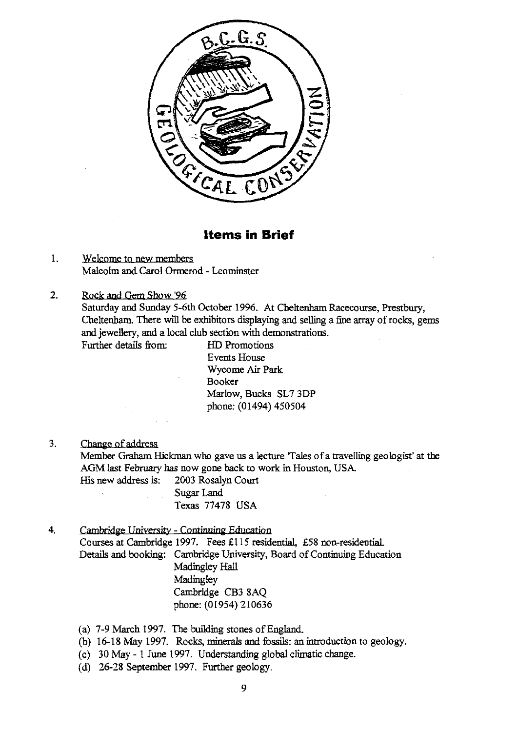## Items in Brief

1. Welcome to new members

   Malcolm and Carol Ormerod - Leominster

2. Rock and Gem Show '96

   Saturday and Sunday 5-6th October 1996. At Cheltenham Racecourse, Prestbury, Cheltenham. There will be exhibitors displaying and selling a fine array of rocks, gems and jewellery, and a local club section with demonstrations.

   Further details from:
   HD Promotions
   Events House
   Wycome Air Park
   Booker
   Marlow, Bucks SL7 3DP
   phone: (01494) 450504

3. Change of address

   Member Graham Hickman who gave us a lecture 'Tales of a travelling geologist' at the AGM last February has now gone back to work in Houston, USA.

   His new address is:
   2003 Rosalyn Court
   Sugar Land
   Texas 77478 USA

4. Cambridge University - Continuing Education

   Courses at Cambridge 1997. Fees £115 residential, £58 non-residential.

   Details and booking:
   Cambridge University, Board of Continuing Education
   Madingley Hall
   Madingley
   Cambridge CB3 8AQ
   phone: (01954) 210636

   (a) 7-9 March 1997. The building stones of England.
   (b) 16-18 May 1997. Rocks, minerals and fossils: an introduction to geology.
   (c) 30 May - 1 June 1997. Understanding global climatic change.
   (d) 26-28 September 1997. Further geology.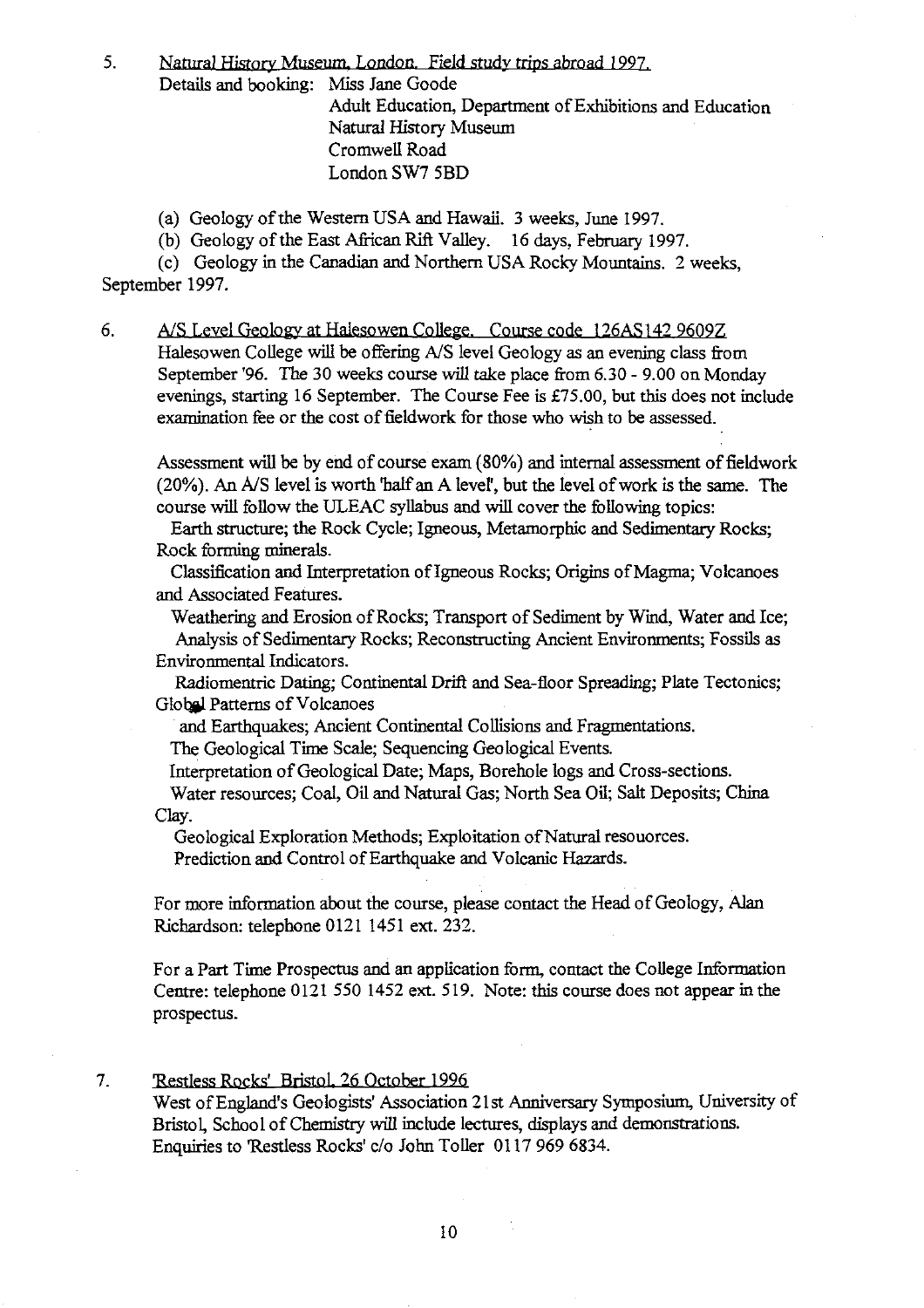5. Natural History Museum, London. Field study trips abroad 1997.

   Details and booking: Miss Jane Goode
   Adult Education, Department of Exhibitions and Education
   Natural History Museum
   Cromwell Road
   London SW7 5BD

   (a) Geology of the Western USA and Hawaii. 3 weeks, June 1997.

   (b) Geology of the East African Rift Valley. 16 days, February 1997.

   (c) Geology in the Canadian and Northern USA Rocky Mountains. 2 weeks, September 1997.

6. A/S Level Geology at Halesowen College. Course code 126AS142 9609Z

   Halesowen College will be offering A/S level Geology as an evening class from September '96. The 30 weeks course will take place from 6.30 - 9.00 on Monday evenings, starting 16 September. The Course Fee is £75.00, but this does not include examination fee or the cost of fieldwork for those who wish to be assessed.

   Assessment will be by end of course exam (80%) and internal assessment of fieldwork (20%). An A/S level is worth 'half an A level', but the level of work is the same. The course will follow the ULEAC syllabus and will cover the following topics:

   Earth structure; the Rock Cycle; Igneous, Metamorphic and Sedimentary Rocks; Rock forming minerals.

   Classification and Interpretation of Igneous Rocks; Origins of Magma; Volcanoes and Associated Features.

   Weathering and Erosion of Rocks; Transport of Sediment by Wind, Water and Ice;

   Analysis of Sedimentary Rocks; Reconstructing Ancient Environments; Fossils as Environmental Indicators.

   Radiomentric Dating; Continental Drift and Sea-floor Spreading; Plate Tectonics; Global Patterns of Volcanoes

   and Earthquakes; Ancient Continental Collisions and Fragmentations.

   The Geological Time Scale; Sequencing Geological Events.

   Interpretation of Geological Date; Maps, Borehole logs and Cross-sections.

   Water resources; Coal, Oil and Natural Gas; North Sea Oil; Salt Deposits; China Clay.

   Geological Exploration Methods; Exploitation of Natural resouorces.

   Prediction and Control of Earthquake and Volcanic Hazards.

   For more information about the course, please contact the Head of Geology, Alan Richardson: telephone 0121 1451 ext. 232.

   For a Part Time Prospectus and an application form, contact the College Information Centre: telephone 0121 550 1452 ext. 519. Note: this course does not appear in the prospectus.

7. 'Restless Rocks' Bristol, 26 October 1996

   West of England's Geologists' Association 21st Anniversary Symposium, University of Bristol, School of Chemistry will include lectures, displays and demonstrations. Enquiries to 'Restless Rocks' c/o John Toller 0117 969 6834.